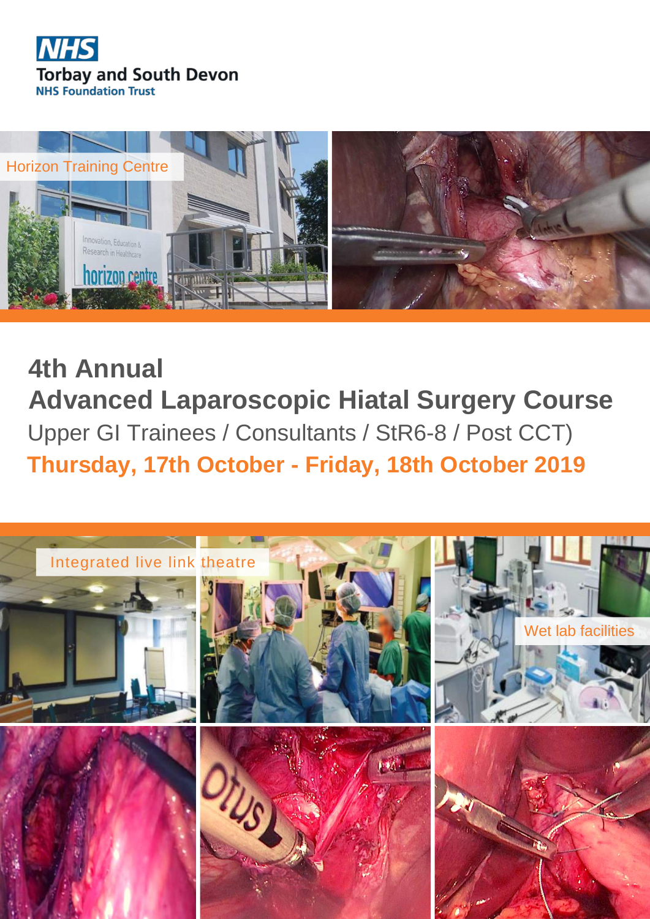NHS
Torbay and South Devon
NHS Foundation Trust

Horizon Training Centre

# 4th Annual
# Advanced Laparoscopic Hiatal Surgery Course

Upper GI Trainees / Consultants / StR6-8 / Post CCT)

**Thursday, 17th October - Friday, 18th October 2019**

Integrated live link theatre

Wet lab facilities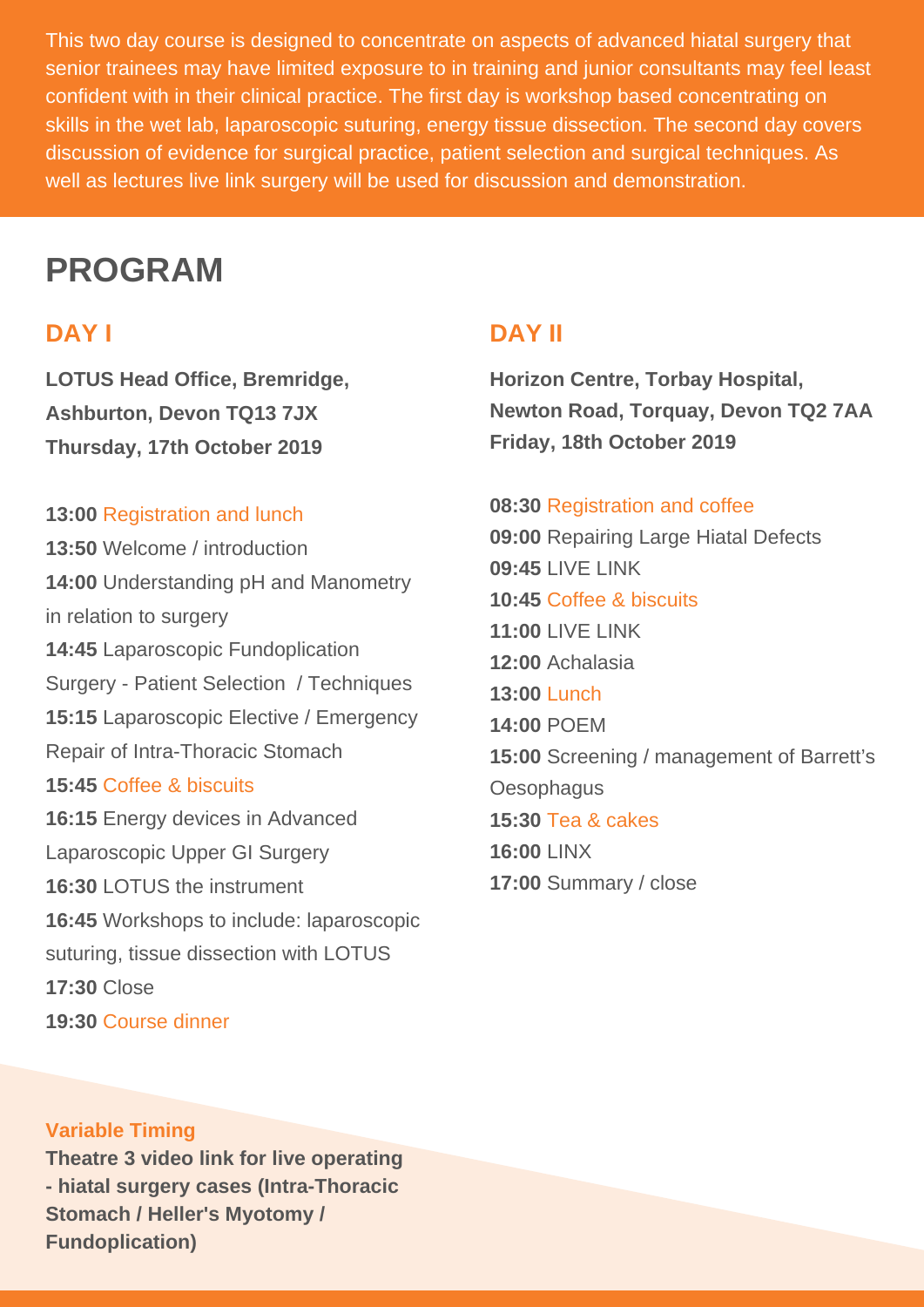This two day course is designed to concentrate on aspects of advanced hiatal surgery that senior trainees may have limited exposure to in training and junior consultants may feel least confident with in their clinical practice. The first day is workshop based concentrating on skills in the wet lab, laparoscopic suturing, energy tissue dissection. The second day covers discussion of evidence for surgical practice, patient selection and surgical techniques. As well as lectures live link surgery will be used for discussion and demonstration.

# PROGRAM

## DAY I

**LOTUS Head Office, Bremridge, Ashburton, Devon TQ13 7JX**
**Thursday, 17th October 2019**

**13:00** Registration and lunch
**13:50** Welcome / introduction
**14:00** Understanding pH and Manometry in relation to surgery
**14:45** Laparoscopic Fundoplication Surgery - Patient Selection / Techniques
**15:15** Laparoscopic Elective / Emergency Repair of Intra-Thoracic Stomach
**15:45** Coffee & biscuits
**16:15** Energy devices in Advanced Laparoscopic Upper GI Surgery
**16:30** LOTUS the instrument
**16:45** Workshops to include: laparoscopic suturing, tissue dissection with LOTUS
**17:30** Close
**19:30** Course dinner

## DAY II

**Horizon Centre, Torbay Hospital, Newton Road, Torquay, Devon TQ2 7AA**
**Friday, 18th October 2019**

**08:30** Registration and coffee
**09:00** Repairing Large Hiatal Defects
**09:45** LIVE LINK
**10:45** Coffee & biscuits
**11:00** LIVE LINK
**12:00** Achalasia
**13:00** Lunch
**14:00** POEM
**15:00** Screening / management of Barrett's Oesophagus
**15:30** Tea & cakes
**16:00** LINX
**17:00** Summary / close

### Variable Timing

**Theatre 3 video link for live operating - hiatal surgery cases (Intra-Thoracic Stomach / Heller's Myotomy / Fundoplication)**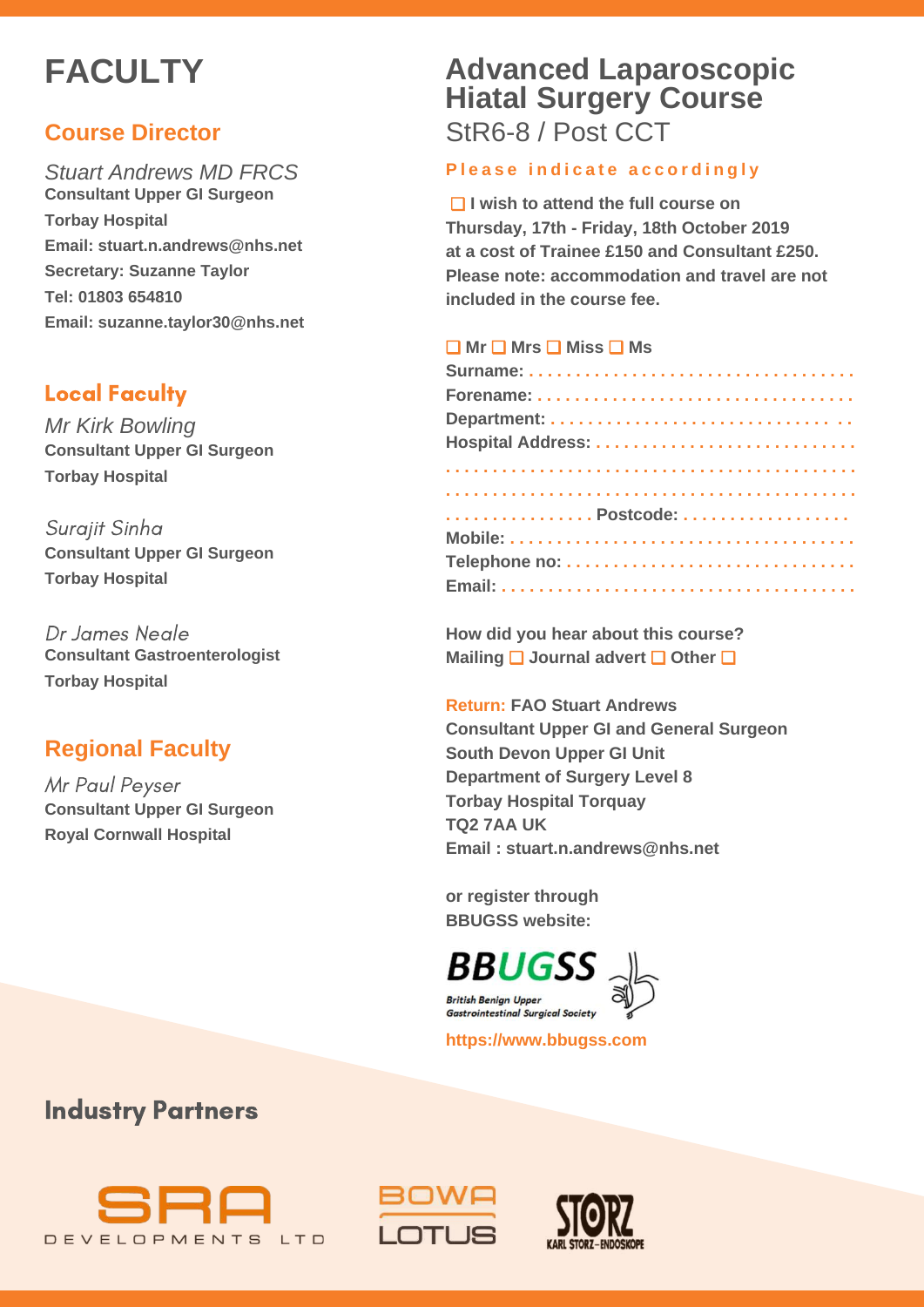# FACULTY

## Course Director

*Stuart Andrews MD FRCS*
**Consultant Upper GI Surgeon**
**Torbay Hospital**
**Email: stuart.n.andrews@nhs.net**
**Secretary: Suzanne Taylor**
**Tel: 01803 654810**
**Email: suzanne.taylor30@nhs.net**

## Local Faculty

*Mr Kirk Bowling*
**Consultant Upper GI Surgeon**
**Torbay Hospital**

*Surajit Sinha*
**Consultant Upper GI Surgeon**
**Torbay Hospital**

*Dr James Neale*
**Consultant Gastroenterologist**
**Torbay Hospital**

## Regional Faculty

*Mr Paul Peyser*
**Consultant Upper GI Surgeon**
**Royal Cornwall Hospital**

# Advanced Laparoscopic Hiatal Surgery Course

StR6-8 / Post CCT

**Please indicate accordingly**

☐ **I wish to attend the full course on Thursday, 17th - Friday, 18th October 2019 at a cost of Trainee £150 and Consultant £250. Please note: accommodation and travel are not included in the course fee.**

☐ **Mr** ☐ **Mrs** ☐ **Miss** ☐ **Ms**

**Surname:** ...................................
**Forename:** ..................................
**Department:** ..............................
**Hospital Address:** ...........................
.........................................
.........................................
................ **Postcode:** ..................
**Mobile:** .....................................
**Telephone no:** ..............................
**Email:** ......................................

**How did you hear about this course?**
**Mailing** ☐ **Journal advert** ☐ **Other** ☐

**Return: FAO Stuart Andrews**
**Consultant Upper GI and General Surgeon**
**South Devon Upper GI Unit**
**Department of Surgery Level 8**
**Torbay Hospital Torquay**
**TQ2 7AA UK**
**Email : stuart.n.andrews@nhs.net**

**or register through BBUGSS website:**

BBUGSS
British Benign Upper Gastrointestinal Surgical Society

https://www.bbugss.com

## Industry Partners

SRA DEVELOPMENTS LTD

BOWA LOTUS

STORZ KARL STORZ-ENDOSKOPE